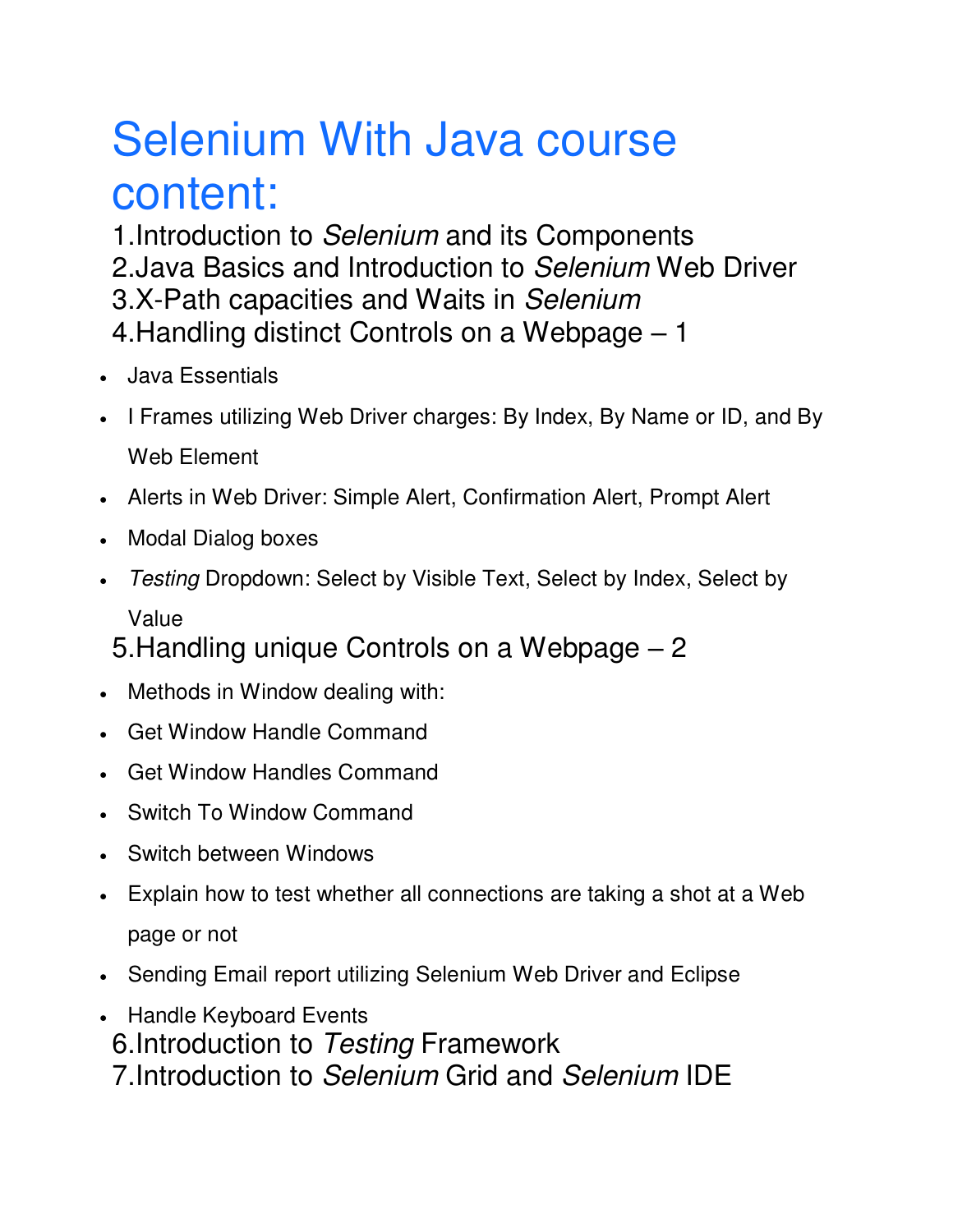# Selenium With Java course content:

1.Introduction to *Selenium* and its Components
2.Java Basics and Introduction to *Selenium* Web Driver
3.X-Path capacities and Waits in *Selenium*
4.Handling distinct Controls on a Webpage – 1

- Java Essentials
- I Frames utilizing Web Driver charges: By Index, By Name or ID, and By Web Element
- Alerts in Web Driver: Simple Alert, Confirmation Alert, Prompt Alert
- Modal Dialog boxes
- *Testing* Dropdown: Select by Visible Text, Select by Index, Select by Value

5.Handling unique Controls on a Webpage – 2

- Methods in Window dealing with:
- Get Window Handle Command
- Get Window Handles Command
- Switch To Window Command
- Switch between Windows
- Explain how to test whether all connections are taking a shot at a Web page or not
- Sending Email report utilizing Selenium Web Driver and Eclipse
- Handle Keyboard Events

6.Introduction to *Testing* Framework
7.Introduction to *Selenium* Grid and *Selenium* IDE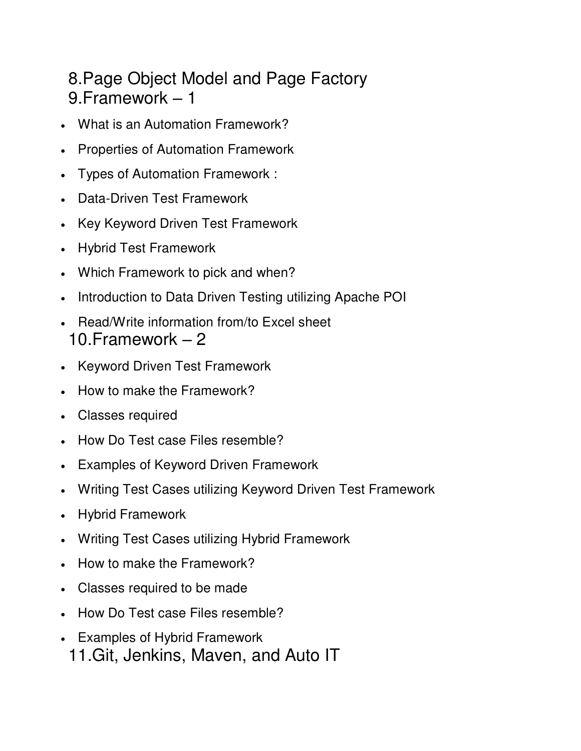## 8.Page Object Model and Page Factory

## 9.Framework – 1

- What is an Automation Framework?
- Properties of Automation Framework
- Types of Automation Framework :
- Data-Driven Test Framework
- Key Keyword Driven Test Framework
- Hybrid Test Framework
- Which Framework to pick and when?
- Introduction to Data Driven Testing utilizing Apache POI
- Read/Write information from/to Excel sheet

## 10.Framework – 2

- Keyword Driven Test Framework
- How to make the Framework?
- Classes required
- How Do Test case Files resemble?
- Examples of Keyword Driven Framework
- Writing Test Cases utilizing Keyword Driven Test Framework
- Hybrid Framework
- Writing Test Cases utilizing Hybrid Framework
- How to make the Framework?
- Classes required to be made
- How Do Test case Files resemble?
- Examples of Hybrid Framework

## 11.Git, Jenkins, Maven, and Auto IT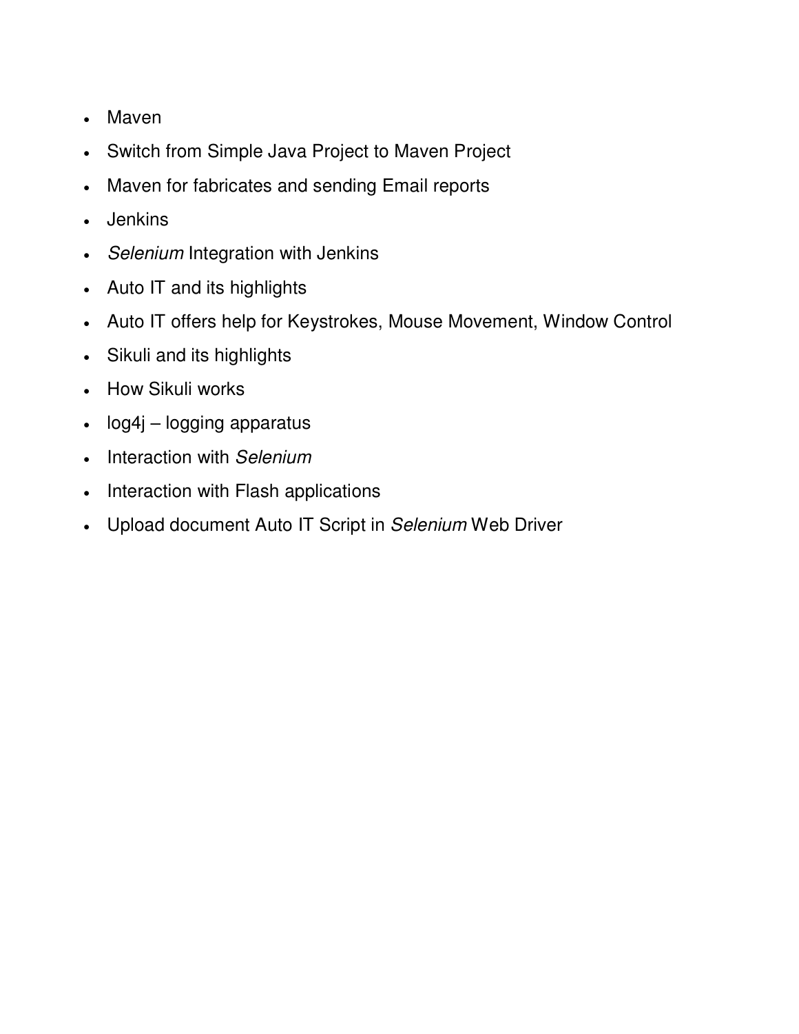- Maven
- Switch from Simple Java Project to Maven Project
- Maven for fabricates and sending Email reports
- Jenkins
- *Selenium* Integration with Jenkins
- Auto IT and its highlights
- Auto IT offers help for Keystrokes, Mouse Movement, Window Control
- Sikuli and its highlights
- How Sikuli works
- log4j – logging apparatus
- Interaction with *Selenium*
- Interaction with Flash applications
- Upload document Auto IT Script in *Selenium* Web Driver